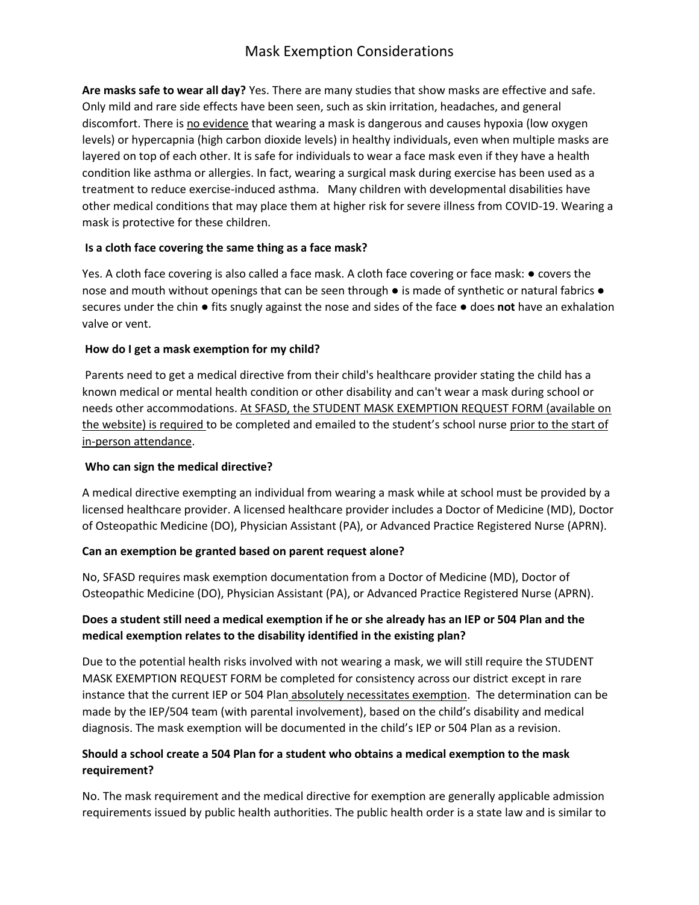# Mask Exemption Considerations

**Are masks safe to wear all day?** Yes. There are many studies that show masks are effective and safe. Only mild and rare side effects have been seen, such as skin irritation, headaches, and general discomfort. There is <u>no evidence</u> that wearing a mask is dangerous and causes hypoxia (low oxygen levels) or hypercapnia (high carbon dioxide levels) in healthy individuals, even when multiple masks are layered on top of each other. It is safe for individuals to wear a face mask even if they have a health condition like asthma or allergies. In fact, wearing a surgical mask during exercise has been used as a treatment to reduce exercise-induced asthma. Many children with developmental disabilities have other medical conditions that may place them at higher risk for severe illness from COVID-19. Wearing a mask is protective for these children.

**Is a cloth face covering the same thing as a face mask?**

Yes. A cloth face covering is also called a face mask. A cloth face covering or face mask: ● covers the nose and mouth without openings that can be seen through ● is made of synthetic or natural fabrics ● secures under the chin ● fits snugly against the nose and sides of the face ● does **not** have an exhalation valve or vent.

**How do I get a mask exemption for my child?**

Parents need to get a medical directive from their child's healthcare provider stating the child has a known medical or mental health condition or other disability and can't wear a mask during school or needs other accommodations. <u>At SFASD, the STUDENT MASK EXEMPTION REQUEST FORM (available on the website) is required</u> to be completed and emailed to the student's school nurse <u>prior to the start of in-person attendance</u>.

**Who can sign the medical directive?**

A medical directive exempting an individual from wearing a mask while at school must be provided by a licensed healthcare provider. A licensed healthcare provider includes a Doctor of Medicine (MD), Doctor of Osteopathic Medicine (DO), Physician Assistant (PA), or Advanced Practice Registered Nurse (APRN).

**Can an exemption be granted based on parent request alone?**

No, SFASD requires mask exemption documentation from a Doctor of Medicine (MD), Doctor of Osteopathic Medicine (DO), Physician Assistant (PA), or Advanced Practice Registered Nurse (APRN).

**Does a student still need a medical exemption if he or she already has an IEP or 504 Plan and the medical exemption relates to the disability identified in the existing plan?**

Due to the potential health risks involved with not wearing a mask, we will still require the STUDENT MASK EXEMPTION REQUEST FORM be completed for consistency across our district except in rare instance that the current IEP or 504 Plan <u>absolutely necessitates exemption</u>. The determination can be made by the IEP/504 team (with parental involvement), based on the child's disability and medical diagnosis. The mask exemption will be documented in the child's IEP or 504 Plan as a revision.

**Should a school create a 504 Plan for a student who obtains a medical exemption to the mask requirement?**

No. The mask requirement and the medical directive for exemption are generally applicable admission requirements issued by public health authorities. The public health order is a state law and is similar to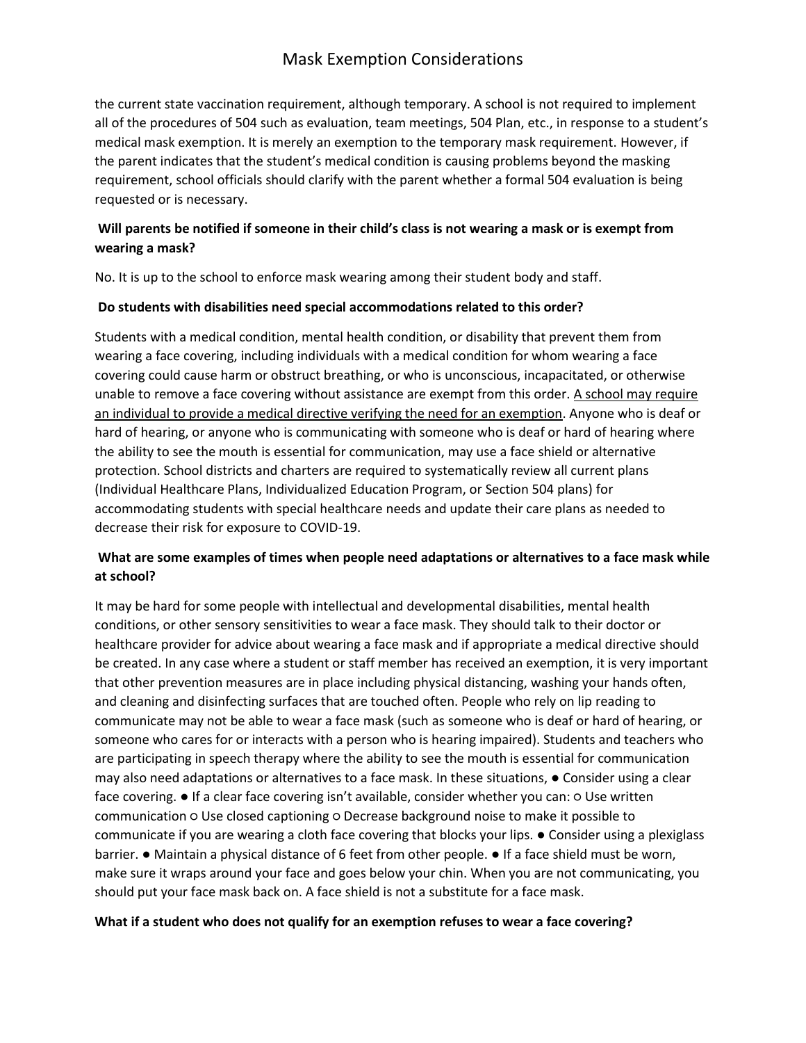the current state vaccination requirement, although temporary. A school is not required to implement all of the procedures of 504 such as evaluation, team meetings, 504 Plan, etc., in response to a student's medical mask exemption. It is merely an exemption to the temporary mask requirement. However, if the parent indicates that the student's medical condition is causing problems beyond the masking requirement, school officials should clarify with the parent whether a formal 504 evaluation is being requested or is necessary.

**Will parents be notified if someone in their child's class is not wearing a mask or is exempt from wearing a mask?**

No. It is up to the school to enforce mask wearing among their student body and staff.

**Do students with disabilities need special accommodations related to this order?**

Students with a medical condition, mental health condition, or disability that prevent them from wearing a face covering, including individuals with a medical condition for whom wearing a face covering could cause harm or obstruct breathing, or who is unconscious, incapacitated, or otherwise unable to remove a face covering without assistance are exempt from this order. <u>A school may require an individual to provide a medical directive verifying the need for an exemption</u>. Anyone who is deaf or hard of hearing, or anyone who is communicating with someone who is deaf or hard of hearing where the ability to see the mouth is essential for communication, may use a face shield or alternative protection. School districts and charters are required to systematically review all current plans (Individual Healthcare Plans, Individualized Education Program, or Section 504 plans) for accommodating students with special healthcare needs and update their care plans as needed to decrease their risk for exposure to COVID-19.

**What are some examples of times when people need adaptations or alternatives to a face mask while at school?**

It may be hard for some people with intellectual and developmental disabilities, mental health conditions, or other sensory sensitivities to wear a face mask. They should talk to their doctor or healthcare provider for advice about wearing a face mask and if appropriate a medical directive should be created. In any case where a student or staff member has received an exemption, it is very important that other prevention measures are in place including physical distancing, washing your hands often, and cleaning and disinfecting surfaces that are touched often. People who rely on lip reading to communicate may not be able to wear a face mask (such as someone who is deaf or hard of hearing, or someone who cares for or interacts with a person who is hearing impaired). Students and teachers who are participating in speech therapy where the ability to see the mouth is essential for communication may also need adaptations or alternatives to a face mask. In these situations, ● Consider using a clear face covering. ● If a clear face covering isn't available, consider whether you can: ○ Use written communication ○ Use closed captioning ○ Decrease background noise to make it possible to communicate if you are wearing a cloth face covering that blocks your lips. ● Consider using a plexiglass barrier. ● Maintain a physical distance of 6 feet from other people. ● If a face shield must be worn, make sure it wraps around your face and goes below your chin. When you are not communicating, you should put your face mask back on. A face shield is not a substitute for a face mask.

**What if a student who does not qualify for an exemption refuses to wear a face covering?**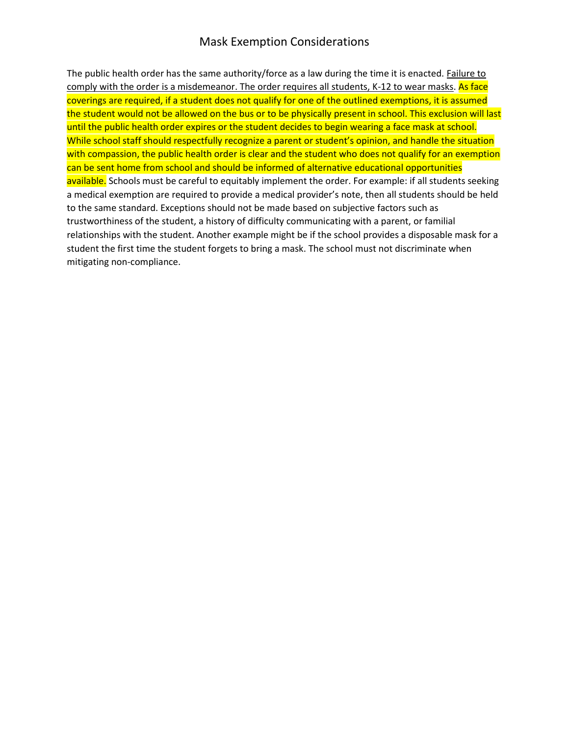# Mask Exemption Considerations

The public health order has the same authority/force as a law during the time it is enacted. <u>Failure to comply with the order is a misdemeanor. The order requires all students, K-12 to wear masks</u>. As face coverings are required, if a student does not qualify for one of the outlined exemptions, it is assumed the student would not be allowed on the bus or to be physically present in school. This exclusion will last until the public health order expires or the student decides to begin wearing a face mask at school. While school staff should respectfully recognize a parent or student's opinion, and handle the situation with compassion, the public health order is clear and the student who does not qualify for an exemption can be sent home from school and should be informed of alternative educational opportunities available. Schools must be careful to equitably implement the order. For example: if all students seeking a medical exemption are required to provide a medical provider's note, then all students should be held to the same standard. Exceptions should not be made based on subjective factors such as trustworthiness of the student, a history of difficulty communicating with a parent, or familial relationships with the student. Another example might be if the school provides a disposable mask for a student the first time the student forgets to bring a mask. The school must not discriminate when mitigating non-compliance.